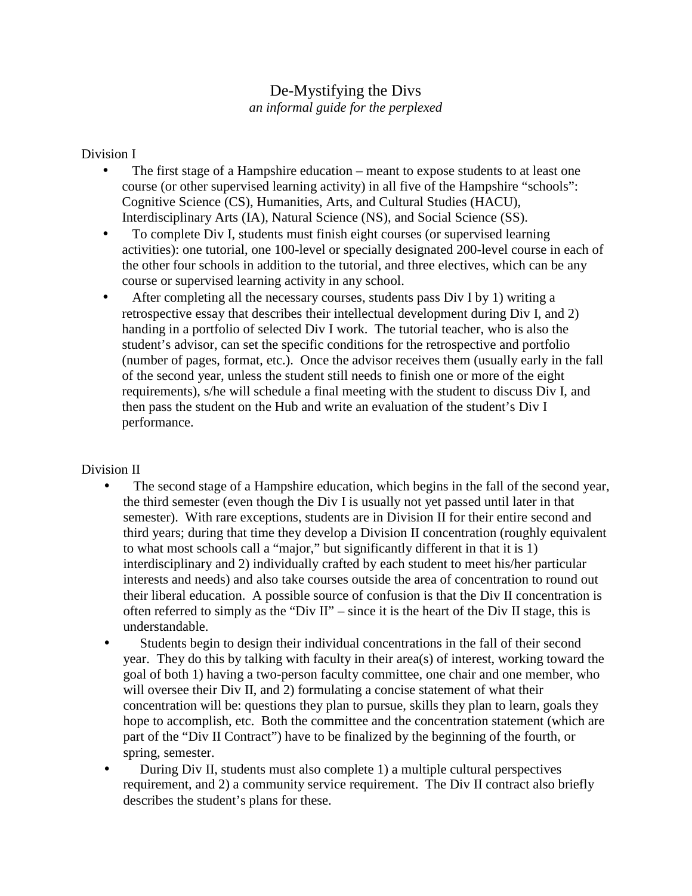# De-Mystifying the Divs

*an informal guide for the perplexed*

## Division I

- The first stage of a Hampshire education – meant to expose students to at least one course (or other supervised learning activity) in all five of the Hampshire "schools": Cognitive Science (CS), Humanities, Arts, and Cultural Studies (HACU), Interdisciplinary Arts (IA), Natural Science (NS), and Social Science (SS).
- To complete Div I, students must finish eight courses (or supervised learning activities): one tutorial, one 100-level or specially designated 200-level course in each of the other four schools in addition to the tutorial, and three electives, which can be any course or supervised learning activity in any school.
- After completing all the necessary courses, students pass Div I by 1) writing a retrospective essay that describes their intellectual development during Div I, and 2) handing in a portfolio of selected Div I work. The tutorial teacher, who is also the student's advisor, can set the specific conditions for the retrospective and portfolio (number of pages, format, etc.). Once the advisor receives them (usually early in the fall of the second year, unless the student still needs to finish one or more of the eight requirements), s/he will schedule a final meeting with the student to discuss Div I, and then pass the student on the Hub and write an evaluation of the student's Div I performance.

## Division II

- The second stage of a Hampshire education, which begins in the fall of the second year, the third semester (even though the Div I is usually not yet passed until later in that semester). With rare exceptions, students are in Division II for their entire second and third years; during that time they develop a Division II concentration (roughly equivalent to what most schools call a "major," but significantly different in that it is 1) interdisciplinary and 2) individually crafted by each student to meet his/her particular interests and needs) and also take courses outside the area of concentration to round out their liberal education. A possible source of confusion is that the Div II concentration is often referred to simply as the "Div II" – since it is the heart of the Div II stage, this is understandable.
- Students begin to design their individual concentrations in the fall of their second year. They do this by talking with faculty in their area(s) of interest, working toward the goal of both 1) having a two-person faculty committee, one chair and one member, who will oversee their Div II, and 2) formulating a concise statement of what their concentration will be: questions they plan to pursue, skills they plan to learn, goals they hope to accomplish, etc. Both the committee and the concentration statement (which are part of the "Div II Contract") have to be finalized by the beginning of the fourth, or spring, semester.
- During Div II, students must also complete 1) a multiple cultural perspectives requirement, and 2) a community service requirement. The Div II contract also briefly describes the student's plans for these.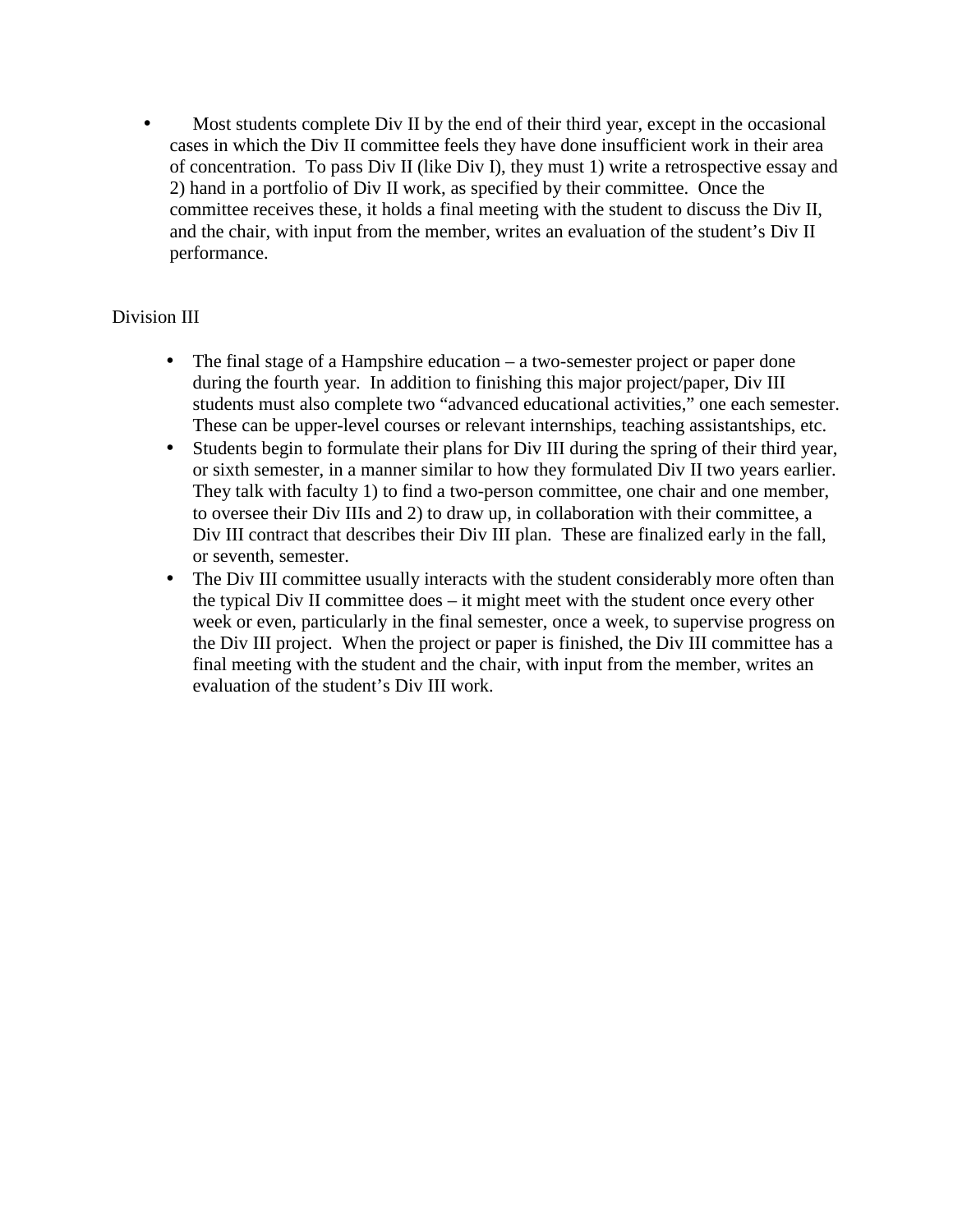- Most students complete Div II by the end of their third year, except in the occasional cases in which the Div II committee feels they have done insufficient work in their area of concentration. To pass Div II (like Div I), they must 1) write a retrospective essay and 2) hand in a portfolio of Div II work, as specified by their committee. Once the committee receives these, it holds a final meeting with the student to discuss the Div II, and the chair, with input from the member, writes an evaluation of the student's Div II performance.

Division III

- The final stage of a Hampshire education – a two-semester project or paper done during the fourth year. In addition to finishing this major project/paper, Div III students must also complete two "advanced educational activities," one each semester. These can be upper-level courses or relevant internships, teaching assistantships, etc.
- Students begin to formulate their plans for Div III during the spring of their third year, or sixth semester, in a manner similar to how they formulated Div II two years earlier. They talk with faculty 1) to find a two-person committee, one chair and one member, to oversee their Div IIIs and 2) to draw up, in collaboration with their committee, a Div III contract that describes their Div III plan. These are finalized early in the fall, or seventh, semester.
- The Div III committee usually interacts with the student considerably more often than the typical Div II committee does – it might meet with the student once every other week or even, particularly in the final semester, once a week, to supervise progress on the Div III project. When the project or paper is finished, the Div III committee has a final meeting with the student and the chair, with input from the member, writes an evaluation of the student's Div III work.